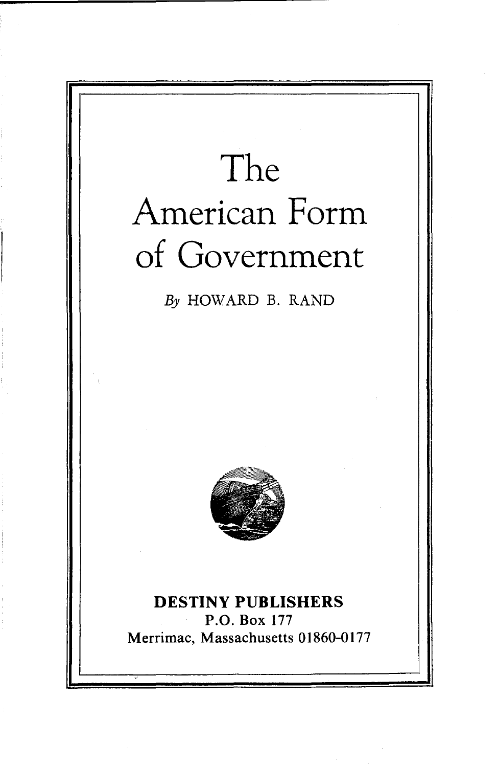# The American Form of Government

*By* HOWARD B. RAND

**DESTINY PUBLISHERS**

P.O. Box 177

Merrimac, Massachusetts 01860-0177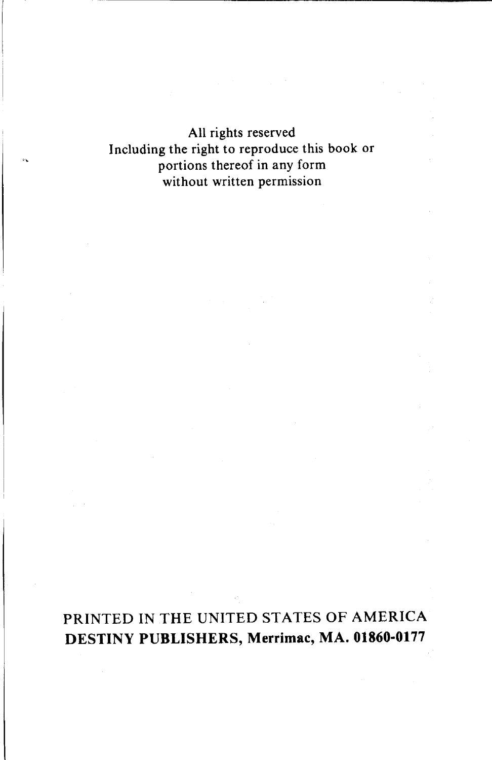All rights reserved
Including the right to reproduce this book or
portions thereof in any form
without written permission

PRINTED IN THE UNITED STATES OF AMERICA
**DESTINY PUBLISHERS, Merrimac, MA. 01860-0177**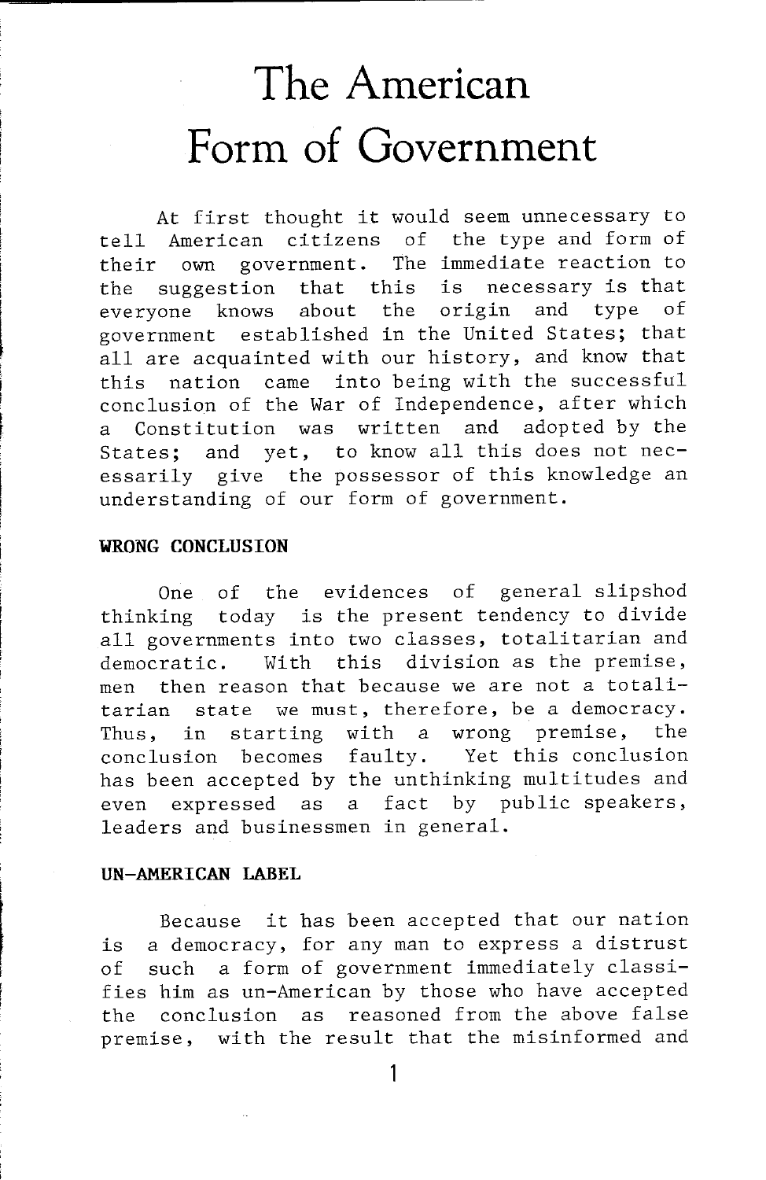# The American Form of Government

At first thought it would seem unnecessary to tell American citizens of the type and form of their own government. The immediate reaction to the suggestion that this is necessary is that everyone knows about the origin and type of government established in the United States; that all are acquainted with our history, and know that this nation came into being with the successful conclusion of the War of Independence, after which a Constitution was written and adopted by the States; and yet, to know all this does not necessarily give the possessor of this knowledge an understanding of our form of government.

**WRONG CONCLUSION**

One of the evidences of general slipshod thinking today is the present tendency to divide all governments into two classes, totalitarian and democratic. With this division as the premise, men then reason that because we are not a totalitarian state we must, therefore, be a democracy. Thus, in starting with a wrong premise, the conclusion becomes faulty. Yet this conclusion has been accepted by the unthinking multitudes and even expressed as a fact by public speakers, leaders and businessmen in general.

**UN-AMERICAN LABEL**

Because it has been accepted that our nation is a democracy, for any man to express a distrust of such a form of government immediately classifies him as un-American by those who have accepted the conclusion as reasoned from the above false premise, with the result that the misinformed and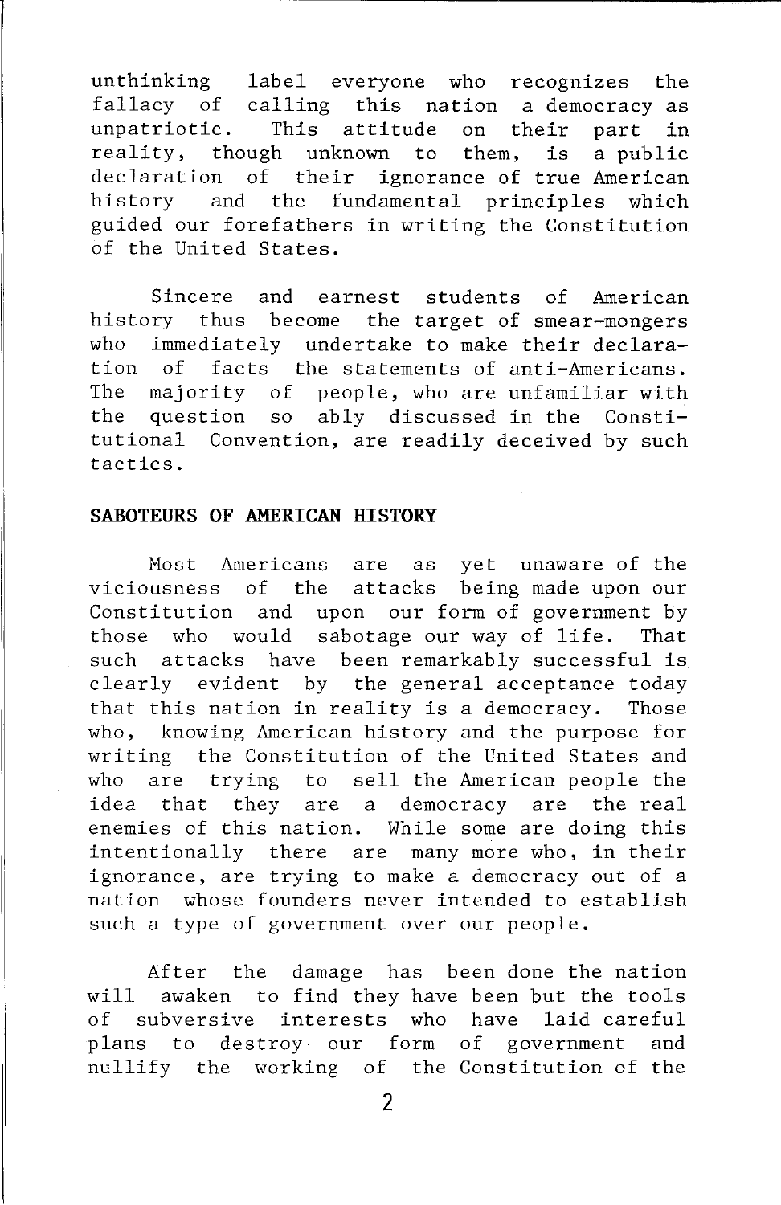unthinking label everyone who recognizes the fallacy of calling this nation a democracy as unpatriotic. This attitude on their part in reality, though unknown to them, is a public declaration of their ignorance of true American history and the fundamental principles which guided our forefathers in writing the Constitution of the United States.

Sincere and earnest students of American history thus become the target of smear-mongers who immediately undertake to make their declaration of facts the statements of anti-Americans. The majority of people, who are unfamiliar with the question so ably discussed in the Constitutional Convention, are readily deceived by such tactics.

**SABOTEURS OF AMERICAN HISTORY**

Most Americans are as yet unaware of the viciousness of the attacks being made upon our Constitution and upon our form of government by those who would sabotage our way of life. That such attacks have been remarkably successful is clearly evident by the general acceptance today that this nation in reality is a democracy. Those who, knowing American history and the purpose for writing the Constitution of the United States and who are trying to sell the American people the idea that they are a democracy are the real enemies of this nation. While some are doing this intentionally there are many more who, in their ignorance, are trying to make a democracy out of a nation whose founders never intended to establish such a type of government over our people.

After the damage has been done the nation will awaken to find they have been but the tools of subversive interests who have laid careful plans to destroy our form of government and nullify the working of the Constitution of the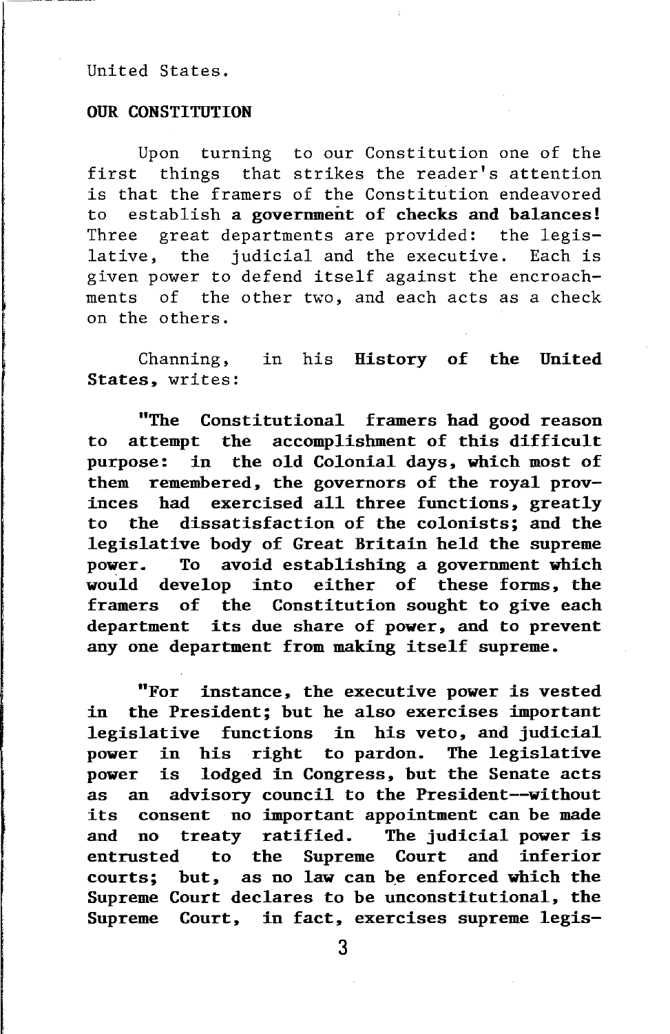United States.

## OUR CONSTITUTION

Upon turning to our Constitution one of the first things that strikes the reader's attention is that the framers of the Constitution endeavored to establish **a government of checks and balances!** Three great departments are provided: the legislative, the judicial and the executive. Each is given power to defend itself against the encroachments of the other two, and each acts as a check on the others.

Channing, in his **History of the United States**, writes:

**"The Constitutional framers had good reason to attempt the accomplishment of this difficult purpose: in the old Colonial days, which most of them remembered, the governors of the royal provinces had exercised all three functions, greatly to the dissatisfaction of the colonists; and the legislative body of Great Britain held the supreme power. To avoid establishing a government which would develop into either of these forms, the framers of the Constitution sought to give each department its due share of power, and to prevent any one department from making itself supreme.**

**"For instance, the executive power is vested in the President; but he also exercises important legislative functions in his veto, and judicial power in his right to pardon. The legislative power is lodged in Congress, but the Senate acts as an advisory council to the President--without its consent no important appointment can be made and no treaty ratified. The judicial power is entrusted to the Supreme Court and inferior courts; but, as no law can be enforced which the Supreme Court declares to be unconstitutional, the Supreme Court, in fact, exercises supreme legis-**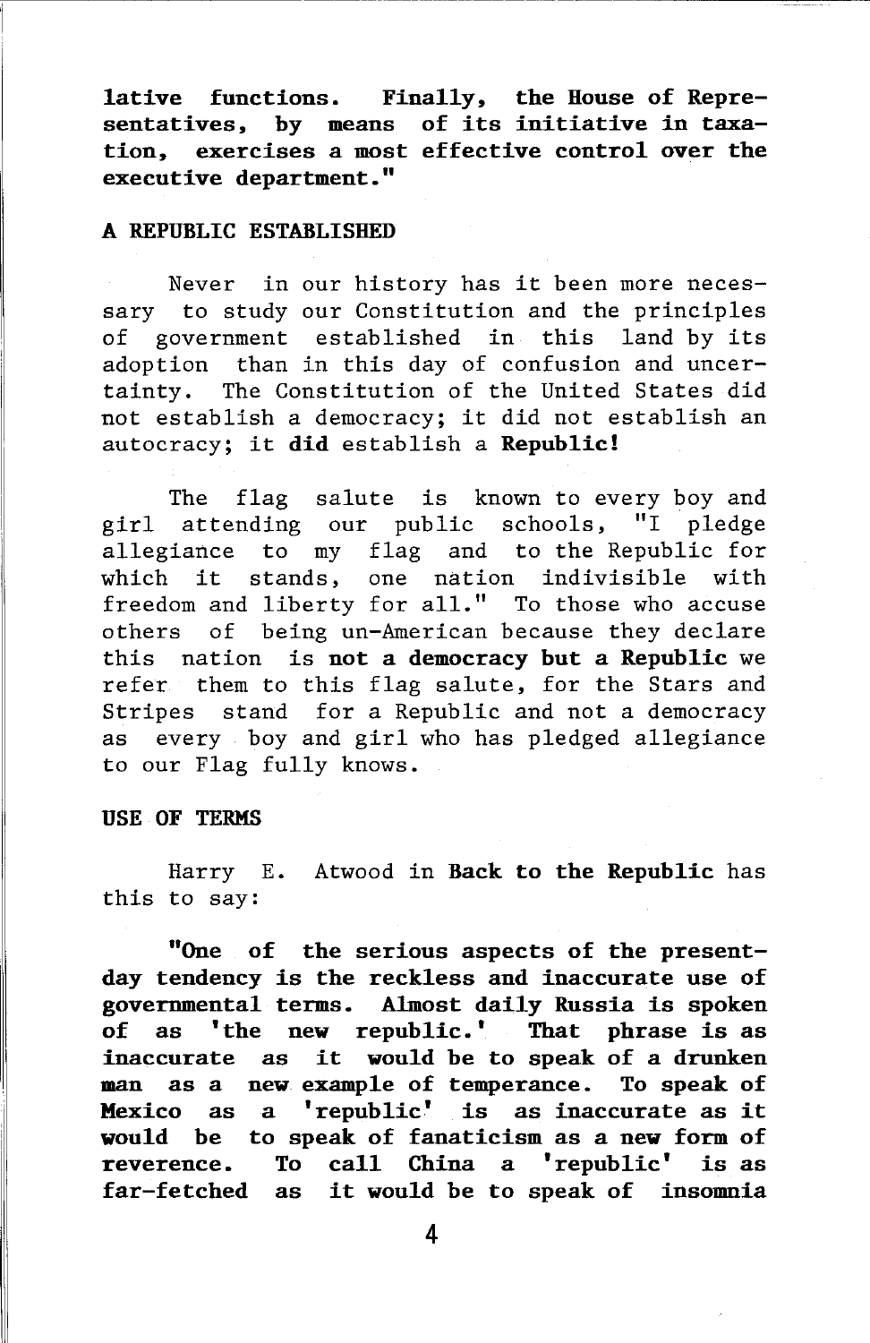**lative functions. Finally, the House of Representatives, by means of its initiative in taxation, exercises a most effective control over the executive department."**

## A REPUBLIC ESTABLISHED

Never in our history has it been more necessary to study our Constitution and the principles of government established in this land by its adoption than in this day of confusion and uncertainty. The Constitution of the United States did not establish a democracy; it did not establish an autocracy; it **did** establish a **Republic!**

The flag salute is known to every boy and girl attending our public schools, "I pledge allegiance to my flag and to the Republic for which it stands, one nation indivisible with freedom and liberty for all." To those who accuse others of being un-American because they declare this nation **is not a democracy but a Republic** we refer them to this flag salute, for the Stars and Stripes stand for a Republic and not a democracy as every boy and girl who has pledged allegiance to our Flag fully knows.

## USE OF TERMS

Harry E. Atwood in **Back to the Republic** has this to say:

**"One of the serious aspects of the present-day tendency is the reckless and inaccurate use of governmental terms. Almost daily Russia is spoken of as 'the new republic.' That phrase is as inaccurate as it would be to speak of a drunken man as a new example of temperance. To speak of Mexico as a 'republic' is as inaccurate as it would be to speak of fanaticism as a new form of reverence. To call China a 'republic' is as far-fetched as it would be to speak of insomnia**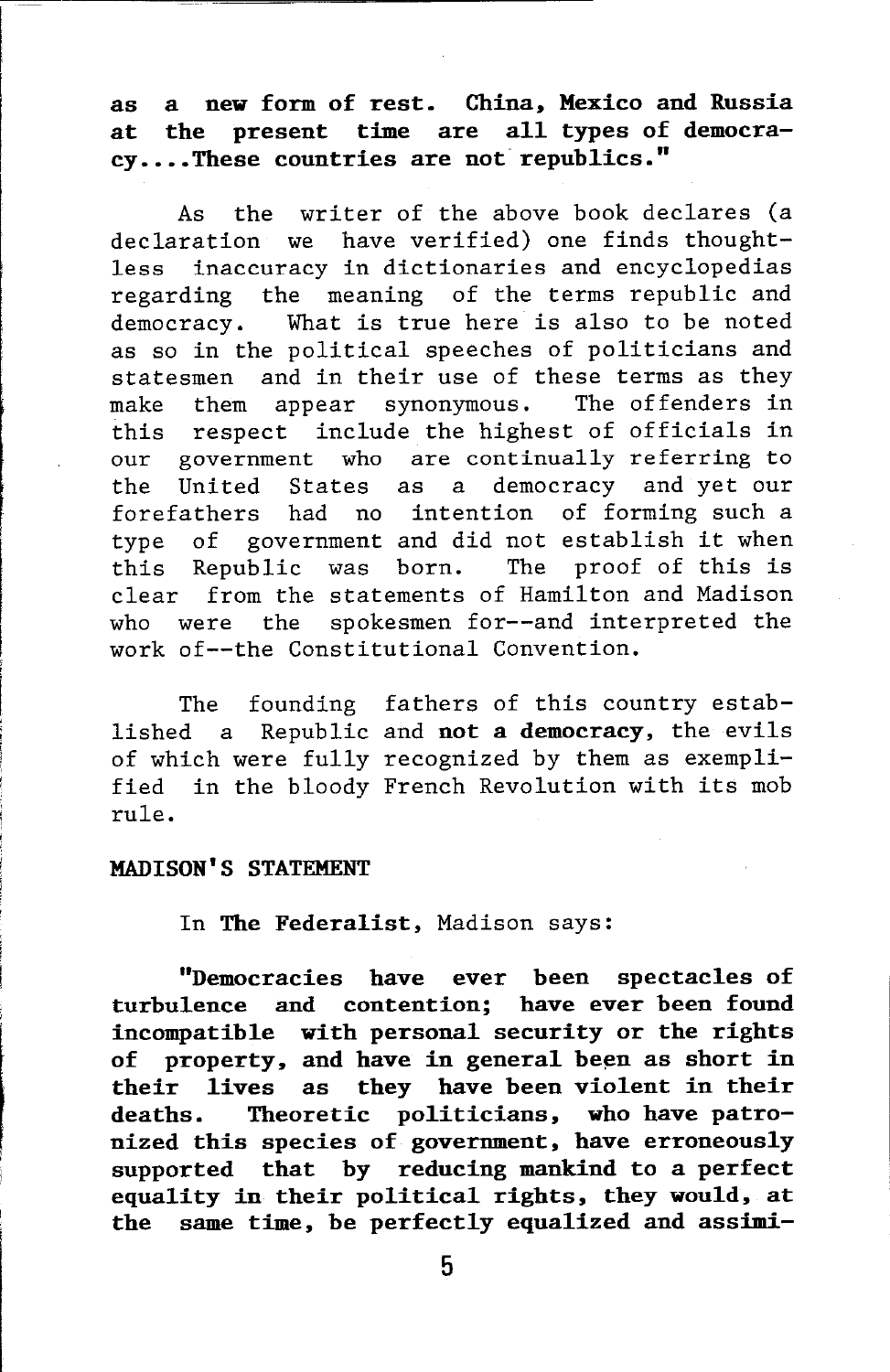**as a new form of rest. China, Mexico and Russia at the present time are all types of democracy....These countries are not republics."**

As the writer of the above book declares (a declaration we have verified) one finds thoughtless inaccuracy in dictionaries and encyclopedias regarding the meaning of the terms republic and democracy. What is true here is also to be noted as so in the political speeches of politicians and statesmen and in their use of these terms as they make them appear synonymous. The offenders in this respect include the highest of officials in our government who are continually referring to the United States as a democracy and yet our forefathers had no intention of forming such a type of government and did not establish it when this Republic was born. The proof of this is clear from the statements of Hamilton and Madison who were the spokesmen for--and interpreted the work of--the Constitutional Convention.

The founding fathers of this country established a Republic and **not a democracy**, the evils of which were fully recognized by them as exemplified in the bloody French Revolution with its mob rule.

## MADISON'S STATEMENT

In **The Federalist**, Madison says:

**"Democracies have ever been spectacles of turbulence and contention; have ever been found incompatible with personal security or the rights of property, and have in general been as short in their lives as they have been violent in their deaths. Theoretic politicians, who have patronized this species of government, have erroneously supported that by reducing mankind to a perfect equality in their political rights, they would, at the same time, be perfectly equalized and assimi-**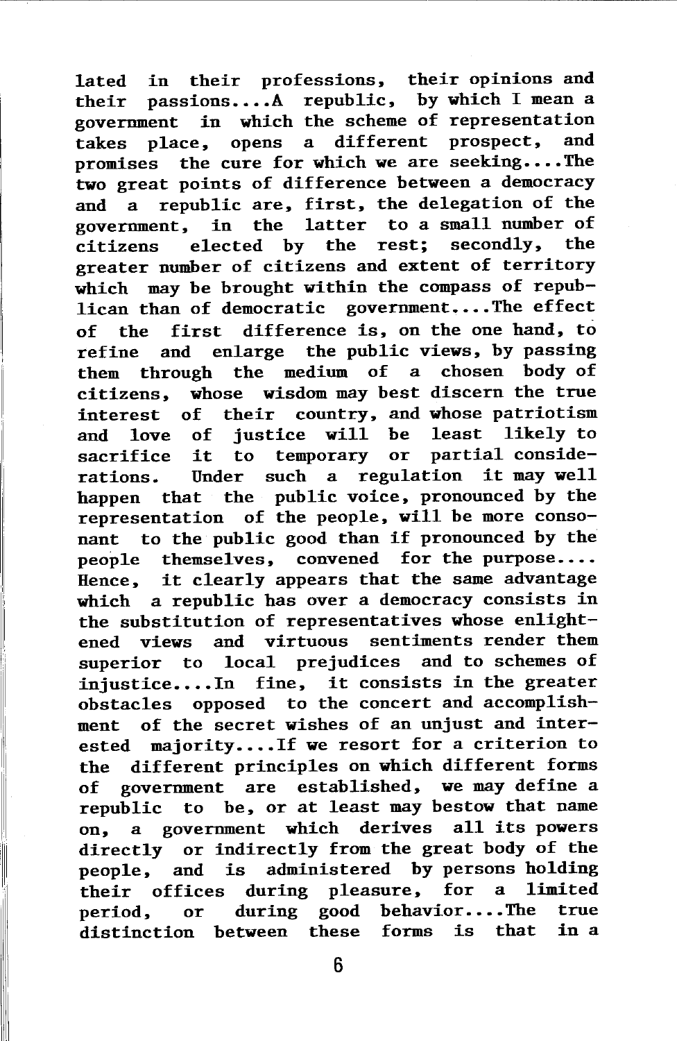lated in their professions, their opinions and their passions....A republic, by which I mean a government in which the scheme of representation takes place, opens a different prospect, and promises the cure for which we are seeking....The two great points of difference between a democracy and a republic are, first, the delegation of the government, in the latter to a small number of citizens elected by the rest; secondly, the greater number of citizens and extent of territory which may be brought within the compass of republican than of democratic government....The effect of the first difference is, on the one hand, to refine and enlarge the public views, by passing them through the medium of a chosen body of citizens, whose wisdom may best discern the true interest of their country, and whose patriotism and love of justice will be least likely to sacrifice it to temporary or partial considerations. Under such a regulation it may well happen that the public voice, pronounced by the representation of the people, will be more consonant to the public good than if pronounced by the people themselves, convened for the purpose.... Hence, it clearly appears that the same advantage which a republic has over a democracy consists in the substitution of representatives whose enlightened views and virtuous sentiments render them superior to local prejudices and to schemes of injustice....In fine, it consists in the greater obstacles opposed to the concert and accomplishment of the secret wishes of an unjust and interested majority....If we resort for a criterion to the different principles on which different forms of government are established, we may define a republic to be, or at least may bestow that name on, a government which derives all its powers directly or indirectly from the great body of the people, and is administered by persons holding their offices during pleasure, for a limited period, or during good behavior....The true distinction between these forms is that in a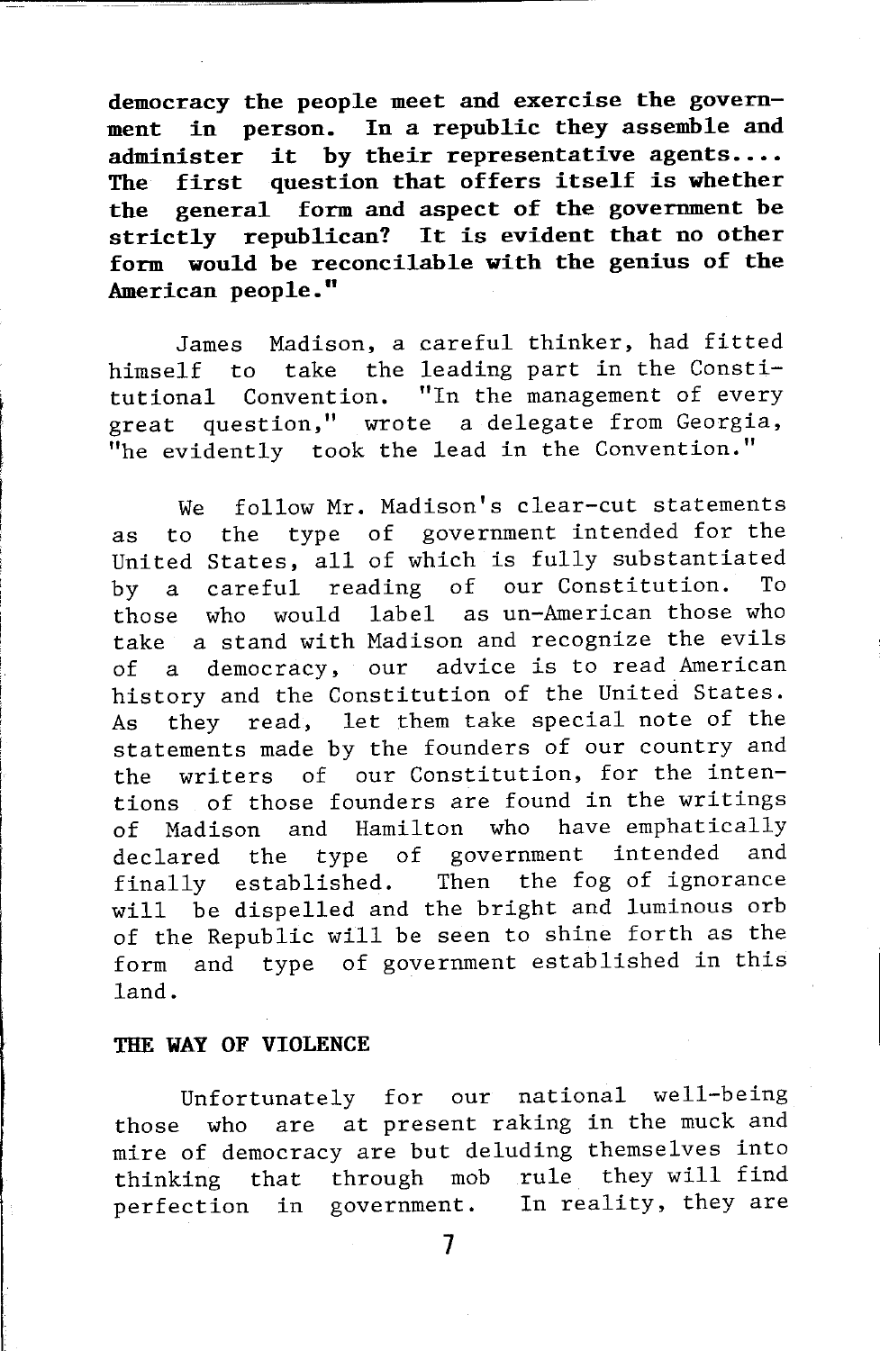**democracy the people meet and exercise the government in person. In a republic they assemble and administer it by their representative agents.... The first question that offers itself is whether the general form and aspect of the government be strictly republican? It is evident that no other form would be reconcilable with the genius of the American people."**

James Madison, a careful thinker, had fitted himself to take the leading part in the Constitutional Convention. "In the management of every great question," wrote a delegate from Georgia, "he evidently took the lead in the Convention."

We follow Mr. Madison's clear-cut statements as to the type of government intended for the United States, all of which is fully substantiated by a careful reading of our Constitution. To those who would label as un-American those who take a stand with Madison and recognize the evils of a democracy, our advice is to read American history and the Constitution of the United States. As they read, let them take special note of the statements made by the founders of our country and the writers of our Constitution, for the intentions of those founders are found in the writings of Madison and Hamilton who have emphatically declared the type of government intended and finally established. Then the fog of ignorance will be dispelled and the bright and luminous orb of the Republic will be seen to shine forth as the form and type of government established in this land.

## THE WAY OF VIOLENCE

Unfortunately for our national well-being those who are at present raking in the muck and mire of democracy are but deluding themselves into thinking that through mob rule they will find perfection in government. In reality, they are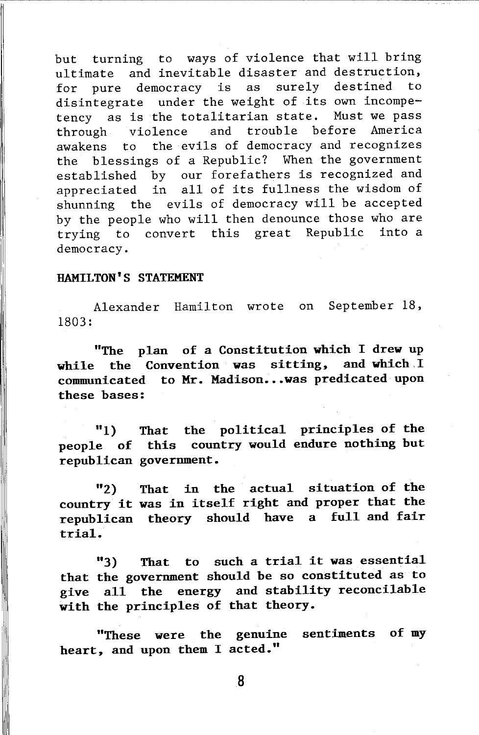but turning to ways of violence that will bring ultimate and inevitable disaster and destruction, for pure democracy is as surely destined to disintegrate under the weight of its own incompetency as is the totalitarian state. Must we pass through violence and trouble before America awakens to the evils of democracy and recognizes the blessings of a Republic? When the government established by our forefathers is recognized and appreciated in all of its fullness the wisdom of shunning the evils of democracy will be accepted by the people who will then denounce those who are trying to convert this great Republic into a democracy.

## HAMILTON'S STATEMENT

Alexander Hamilton wrote on September 18, 1803:

**"The plan of a Constitution which I drew up while the Convention was sitting, and which I communicated to Mr. Madison...was predicated upon these bases:**

**"1) That the political principles of the people of this country would endure nothing but republican government.**

**"2) That in the actual situation of the country it was in itself right and proper that the republican theory should have a full and fair trial.**

**"3) That to such a trial it was essential that the government should be so constituted as to give all the energy and stability reconcilable with the principles of that theory.**

**"These were the genuine sentiments of my heart, and upon them I acted."**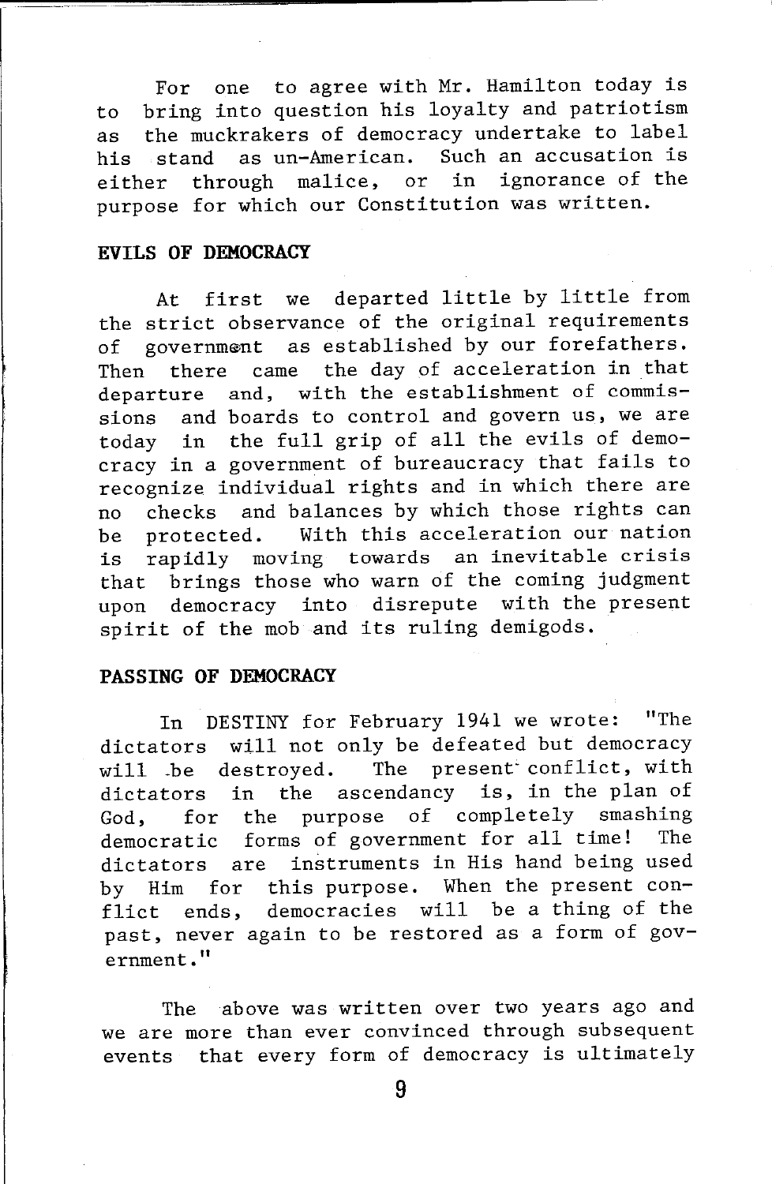For one to agree with Mr. Hamilton today is to bring into question his loyalty and patriotism as the muckrakers of democracy undertake to label his stand as un-American. Such an accusation is either through malice, or in ignorance of the purpose for which our Constitution was written.

## EVILS OF DEMOCRACY

At first we departed little by little from the strict observance of the original requirements of government as established by our forefathers. Then there came the day of acceleration in that departure and, with the establishment of commissions and boards to control and govern us, we are today in the full grip of all the evils of democracy in a government of bureaucracy that fails to recognize individual rights and in which there are no checks and balances by which those rights can be protected. With this acceleration our nation is rapidly moving towards an inevitable crisis that brings those who warn of the coming judgment upon democracy into disrepute with the present spirit of the mob and its ruling demigods.

## PASSING OF DEMOCRACY

In DESTINY for February 1941 we wrote: "The dictators will not only be defeated but democracy will be destroyed. The present conflict, with dictators in the ascendancy is, in the plan of God, for the purpose of completely smashing democratic forms of government for all time! The dictators are instruments in His hand being used by Him for this purpose. When the present conflict ends, democracies will be a thing of the past, never again to be restored as a form of government."

The above was written over two years ago and we are more than ever convinced through subsequent events that every form of democracy is ultimately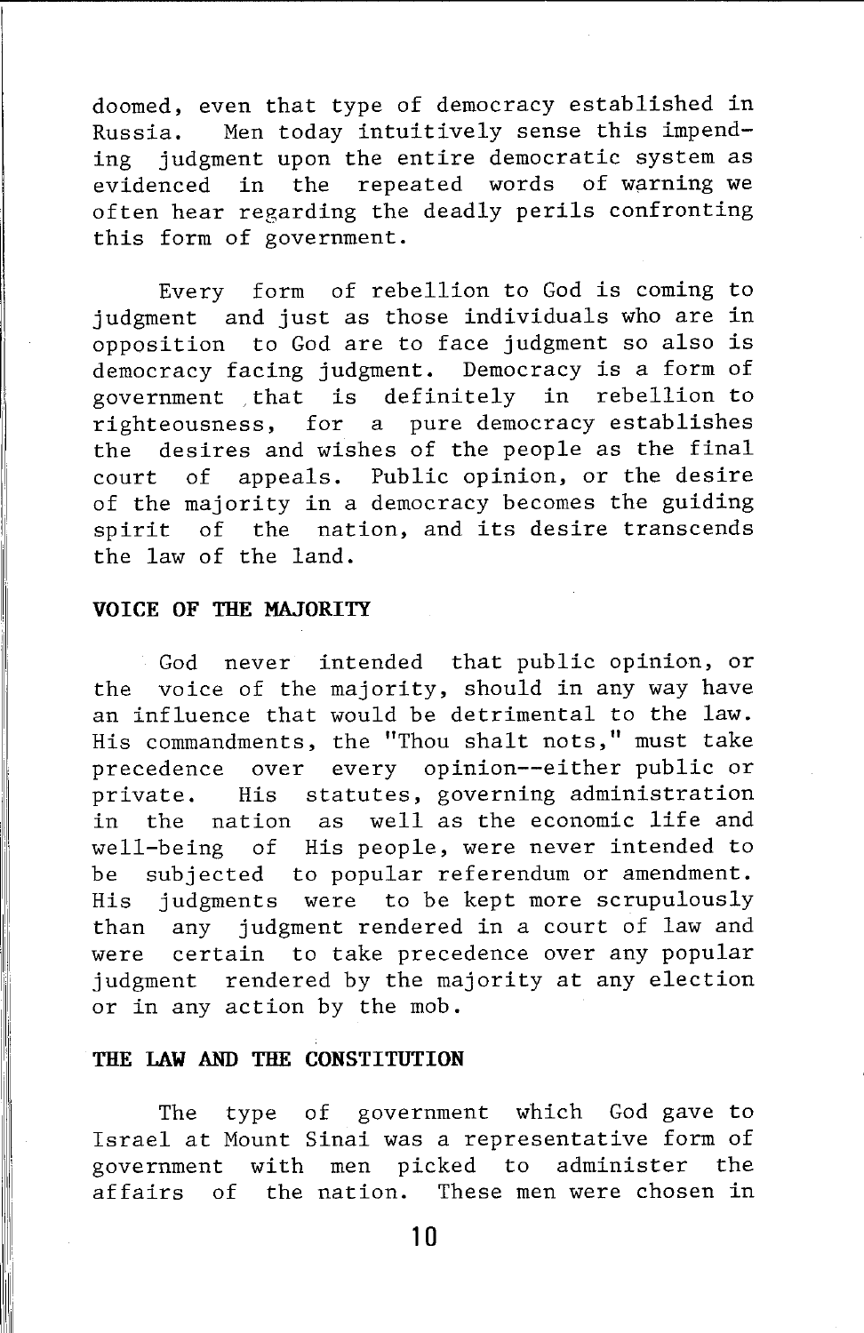doomed, even that type of democracy established in Russia. Men today intuitively sense this impending judgment upon the entire democratic system as evidenced in the repeated words of warning we often hear regarding the deadly perils confronting this form of government.

Every form of rebellion to God is coming to judgment and just as those individuals who are in opposition to God are to face judgment so also is democracy facing judgment. Democracy is a form of government that is definitely in rebellion to righteousness, for a pure democracy establishes the desires and wishes of the people as the final court of appeals. Public opinion, or the desire of the majority in a democracy becomes the guiding spirit of the nation, and its desire transcends the law of the land.

## VOICE OF THE MAJORITY

God never intended that public opinion, or the voice of the majority, should in any way have an influence that would be detrimental to the law. His commandments, the "Thou shalt nots," must take precedence over every opinion--either public or private. His statutes, governing administration in the nation as well as the economic life and well-being of His people, were never intended to be subjected to popular referendum or amendment. His judgments were to be kept more scrupulously than any judgment rendered in a court of law and were certain to take precedence over any popular judgment rendered by the majority at any election or in any action by the mob.

## THE LAW AND THE CONSTITUTION

The type of government which God gave to Israel at Mount Sinai was a representative form of government with men picked to administer the affairs of the nation. These men were chosen in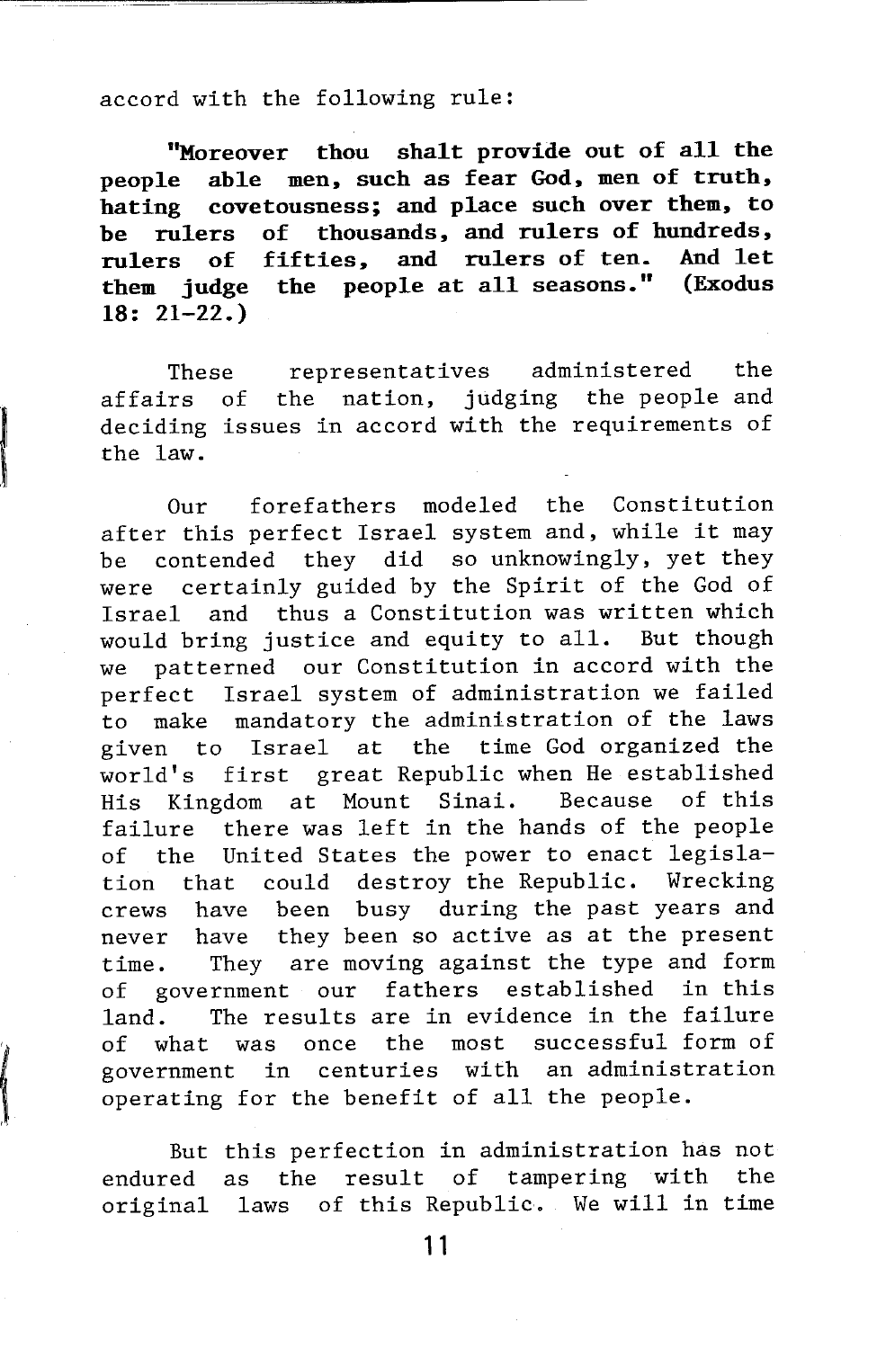accord with the following rule:

> **"Moreover thou shalt provide out of all the people able men, such as fear God, men of truth, hating covetousness; and place such over them, to be rulers of thousands, and rulers of hundreds, rulers of fifties, and rulers of ten. And let them judge the people at all seasons." (Exodus 18: 21-22.)**

These representatives administered the affairs of the nation, judging the people and deciding issues in accord with the requirements of the law.

Our forefathers modeled the Constitution after this perfect Israel system and, while it may be contended they did so unknowingly, yet they were certainly guided by the Spirit of the God of Israel and thus a Constitution was written which would bring justice and equity to all. But though we patterned our Constitution in accord with the perfect Israel system of administration we failed to make mandatory the administration of the laws given to Israel at the time God organized the world's first great Republic when He established His Kingdom at Mount Sinai. Because of this failure there was left in the hands of the people of the United States the power to enact legislation that could destroy the Republic. Wrecking crews have been busy during the past years and never have they been so active as at the present time. They are moving against the type and form of government our fathers established in this land. The results are in evidence in the failure of what was once the most successful form of government in centuries with an administration operating for the benefit of all the people.

But this perfection in administration has not endured as the result of tampering with the original laws of this Republic. We will in time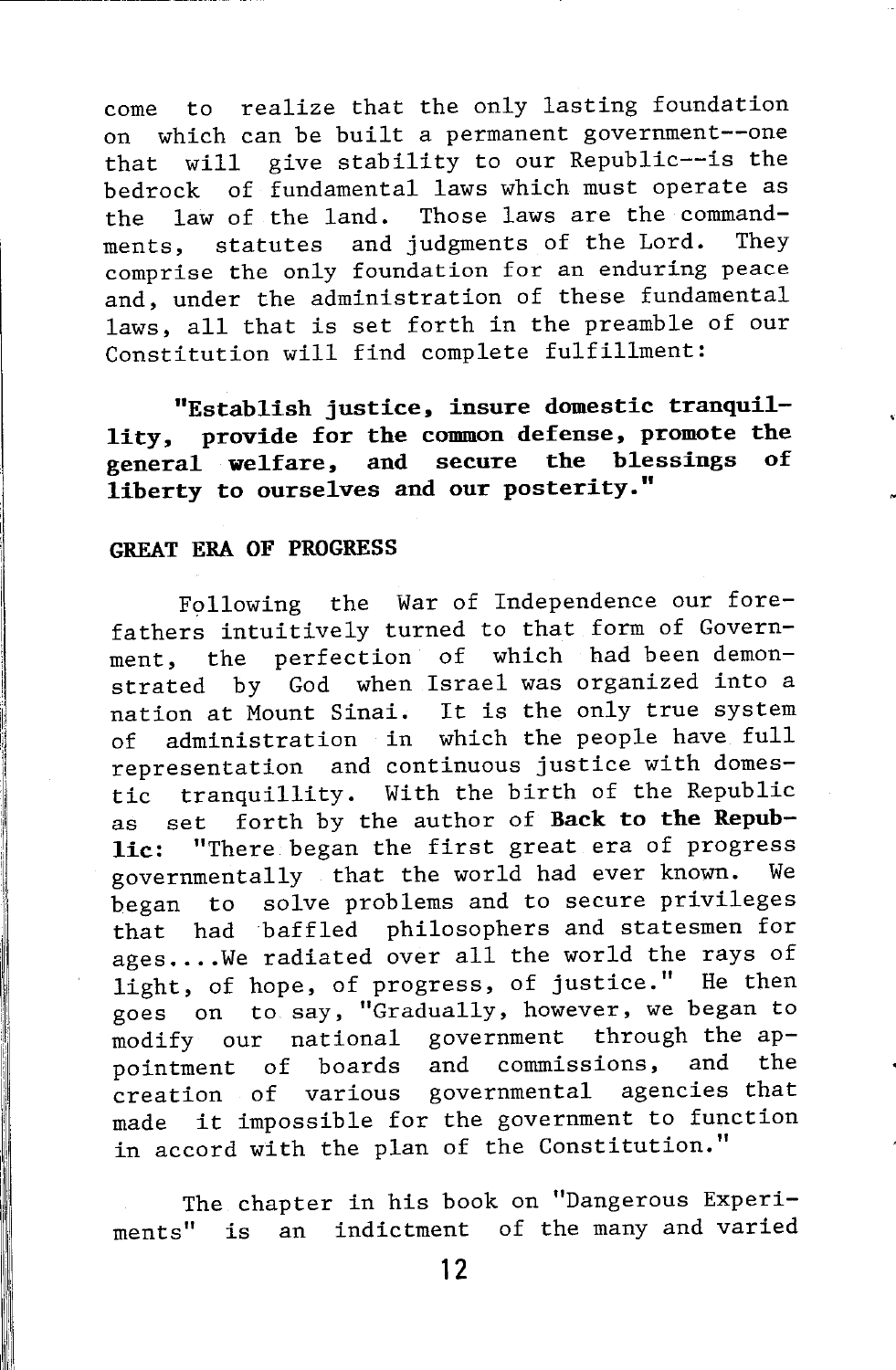come to realize that the only lasting foundation on which can be built a permanent government--one that will give stability to our Republic--is the bedrock of fundamental laws which must operate as the law of the land. Those laws are the commandments, statutes and judgments of the Lord. They comprise the only foundation for an enduring peace and, under the administration of these fundamental laws, all that is set forth in the preamble of our Constitution will find complete fulfillment:

**"Establish justice, insure domestic tranquillity, provide for the common defense, promote the general welfare, and secure the blessings of liberty to ourselves and our posterity."**

## GREAT ERA OF PROGRESS

Following the War of Independence our forefathers intuitively turned to that form of Government, the perfection of which had been demonstrated by God when Israel was organized into a nation at Mount Sinai. It is the only true system of administration in which the people have full representation and continuous justice with domestic tranquillity. With the birth of the Republic as set forth by the author of **Back to the Republic:** "There began the first great era of progress governmentally that the world had ever known. We began to solve problems and to secure privileges that had baffled philosophers and statesmen for ages....We radiated over all the world the rays of light, of hope, of progress, of justice." He then goes on to say, "Gradually, however, we began to modify our national government through the appointment of boards and commissions, and the creation of various governmental agencies that made it impossible for the government to function in accord with the plan of the Constitution."

The chapter in his book on "Dangerous Experiments" is an indictment of the many and varied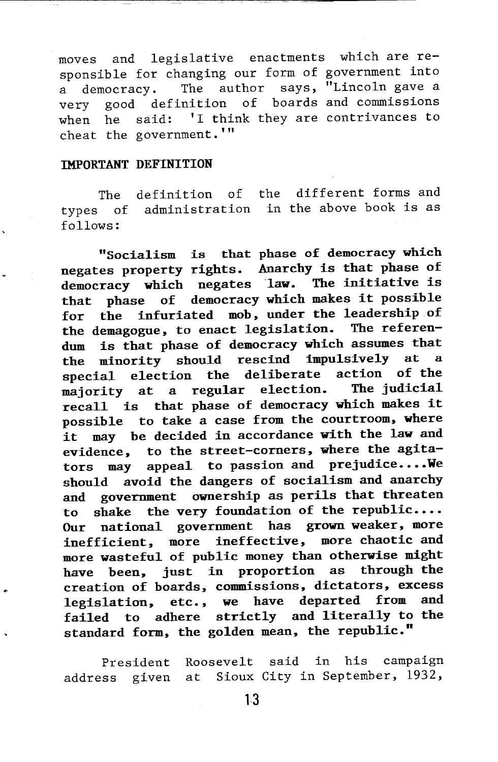moves and legislative enactments which are responsible for changing our form of government into a democracy. The author says, "Lincoln gave a very good definition of boards and commissions when he said: 'I think they are contrivances to cheat the government.'"

## IMPORTANT DEFINITION

The definition of the different forms and types of administration in the above book is as follows:

**"Socialism is that phase of democracy which negates property rights. Anarchy is that phase of democracy which negates law. The initiative is that phase of democracy which makes it possible for the infuriated mob, under the leadership of the demagogue, to enact legislation. The referendum is that phase of democracy which assumes that the minority should rescind impulsively at a special election the deliberate action of the majority at a regular election. The judicial recall is that phase of democracy which makes it possible to take a case from the courtroom, where it may be decided in accordance with the law and evidence, to the street-corners, where the agitators may appeal to passion and prejudice....We should avoid the dangers of socialism and anarchy and government ownership as perils that threaten to shake the very foundation of the republic.... Our national government has grown weaker, more inefficient, more ineffective, more chaotic and more wasteful of public money than otherwise might have been, just in proportion as through the creation of boards, commissions, dictators, excess legislation, etc., we have departed from and failed to adhere strictly and literally to the standard form, the golden mean, the republic."**

President Roosevelt said in his campaign address given at Sioux City in September, 1932,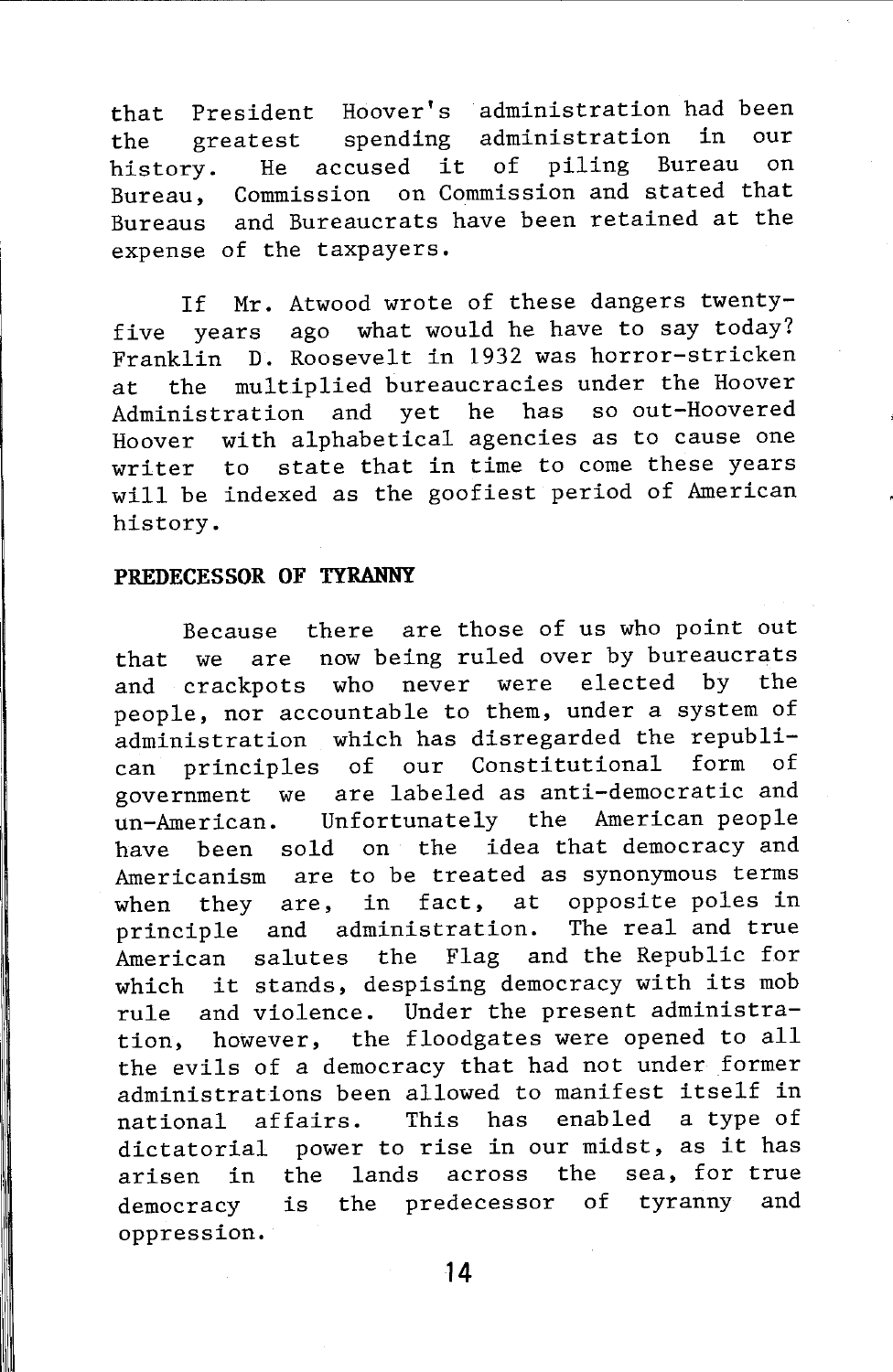that President Hoover's administration had been the greatest spending administration in our history. He accused it of piling Bureau on Bureau, Commission on Commission and stated that Bureaus and Bureaucrats have been retained at the expense of the taxpayers.

If Mr. Atwood wrote of these dangers twenty-five years ago what would he have to say today? Franklin D. Roosevelt in 1932 was horror-stricken at the multiplied bureaucracies under the Hoover Administration and yet he has so out-Hoovered Hoover with alphabetical agencies as to cause one writer to state that in time to come these years will be indexed as the goofiest period of American history.

**PREDECESSOR OF TYRANNY**

Because there are those of us who point out that we are now being ruled over by bureaucrats and crackpots who never were elected by the people, nor accountable to them, under a system of administration which has disregarded the republican principles of our Constitutional form of government we are labeled as anti-democratic and un-American. Unfortunately the American people have been sold on the idea that democracy and Americanism are to be treated as synonymous terms when they are, in fact, at opposite poles in principle and administration. The real and true American salutes the Flag and the Republic for which it stands, despising democracy with its mob rule and violence. Under the present administration, however, the floodgates were opened to all the evils of a democracy that had not under former administrations been allowed to manifest itself in national affairs. This has enabled a type of dictatorial power to rise in our midst, as it has arisen in the lands across the sea, for true democracy is the predecessor of tyranny and oppression.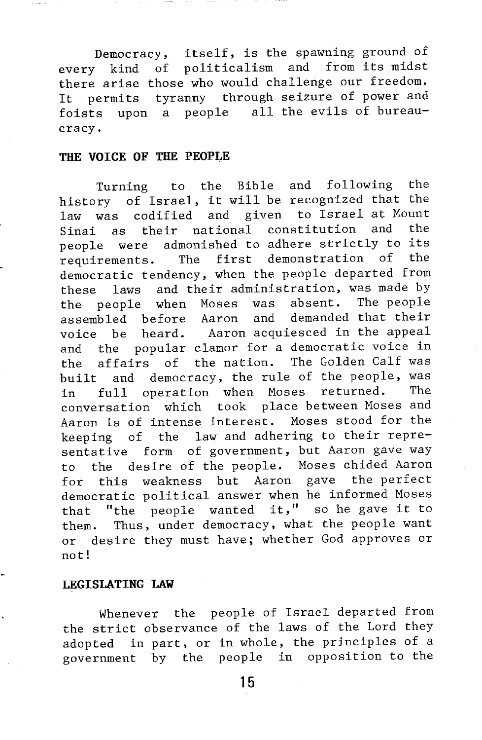Democracy, itself, is the spawning ground of every kind of politicalism and from its midst there arise those who would challenge our freedom. It permits tyranny through seizure of power and foists upon a people all the evils of bureaucracy.

## THE VOICE OF THE PEOPLE

Turning to the Bible and following the history of Israel, it will be recognized that the law was codified and given to Israel at Mount Sinai as their national constitution and the people were admonished to adhere strictly to its requirements. The first demonstration of the democratic tendency, when the people departed from these laws and their administration, was made by the people when Moses was absent. The people assembled before Aaron and demanded that their voice be heard. Aaron acquiesced in the appeal and the popular clamor for a democratic voice in the affairs of the nation. The Golden Calf was built and democracy, the rule of the people, was in full operation when Moses returned. The conversation which took place between Moses and Aaron is of intense interest. Moses stood for the keeping of the law and adhering to their representative form of government, but Aaron gave way to the desire of the people. Moses chided Aaron for this weakness but Aaron gave the perfect democratic political answer when he informed Moses that "the people wanted it," so he gave it to them. Thus, under democracy, what the people want or desire they must have; whether God approves or not!

## LEGISLATING LAW

Whenever the people of Israel departed from the strict observance of the laws of the Lord they adopted in part, or in whole, the principles of a government by the people in opposition to the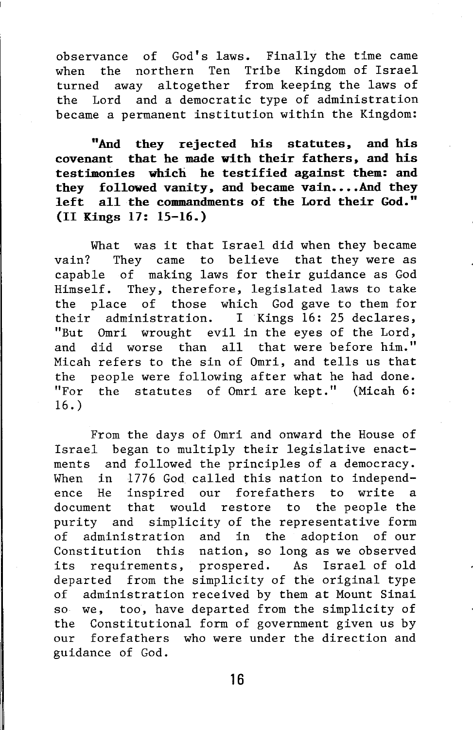observance of God's laws. Finally the time came when the northern Ten Tribe Kingdom of Israel turned away altogether from keeping the laws of the Lord and a democratic type of administration became a permanent institution within the Kingdom:

**"And they rejected his statutes, and his covenant that he made with their fathers, and his testimonies which he testified against them: and they followed vanity, and became vain....And they left all the commandments of the Lord their God." (II Kings 17: 15-16.)**

What was it that Israel did when they became vain? They came to believe that they were as capable of making laws for their guidance as God Himself. They, therefore, legislated laws to take the place of those which God gave to them for their administration. I Kings 16: 25 declares, "But Omri wrought evil in the eyes of the Lord, and did worse than all that were before him." Micah refers to the sin of Omri, and tells us that the people were following after what he had done. "For the statutes of Omri are kept." (Micah 6: 16.)

From the days of Omri and onward the House of Israel began to multiply their legislative enactments and followed the principles of a democracy. When in 1776 God called this nation to independence He inspired our forefathers to write a document that would restore to the people the purity and simplicity of the representative form of administration and in the adoption of our Constitution this nation, so long as we observed its requirements, prospered. As Israel of old departed from the simplicity of the original type of administration received by them at Mount Sinai so we, too, have departed from the simplicity of the Constitutional form of government given us by our forefathers who were under the direction and guidance of God.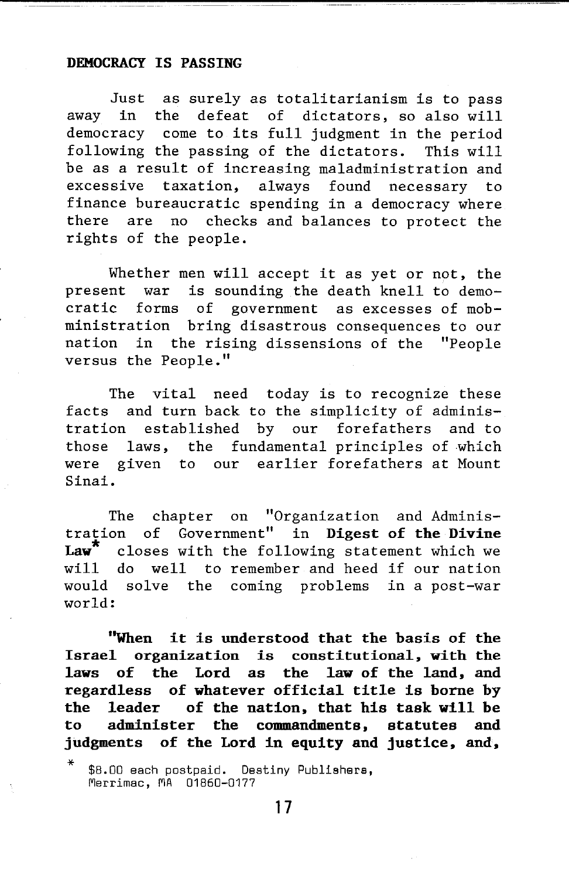## DEMOCRACY IS PASSING

Just as surely as totalitarianism is to pass away in the defeat of dictators, so also will democracy come to its full judgment in the period following the passing of the dictators. This will be as a result of increasing maladministration and excessive taxation, always found necessary to finance bureaucratic spending in a democracy where there are no checks and balances to protect the rights of the people.

Whether men will accept it as yet or not, the present war is sounding the death knell to democratic forms of government as excesses of mobministration bring disastrous consequences to our nation in the rising dissensions of the "People versus the People."

The vital need today is to recognize these facts and turn back to the simplicity of administration established by our forefathers and to those laws, the fundamental principles of which were given to our earlier forefathers at Mount Sinai.

The chapter on "Organization and Administration of Government" in **Digest of the Divine Law*** closes with the following statement which we will do well to remember and heed if our nation would solve the coming problems in a post-war world:

**"When it is understood that the basis of the Israel organization is constitutional, with the laws of the Lord as the law of the land, and regardless of whatever official title is borne by the leader of the nation, that his task will be to administer the commandments, statutes and judgments of the Lord in equity and justice, and,**

\* $8.00 each postpaid. Destiny Publishers, Merrimac, MA 01860-0177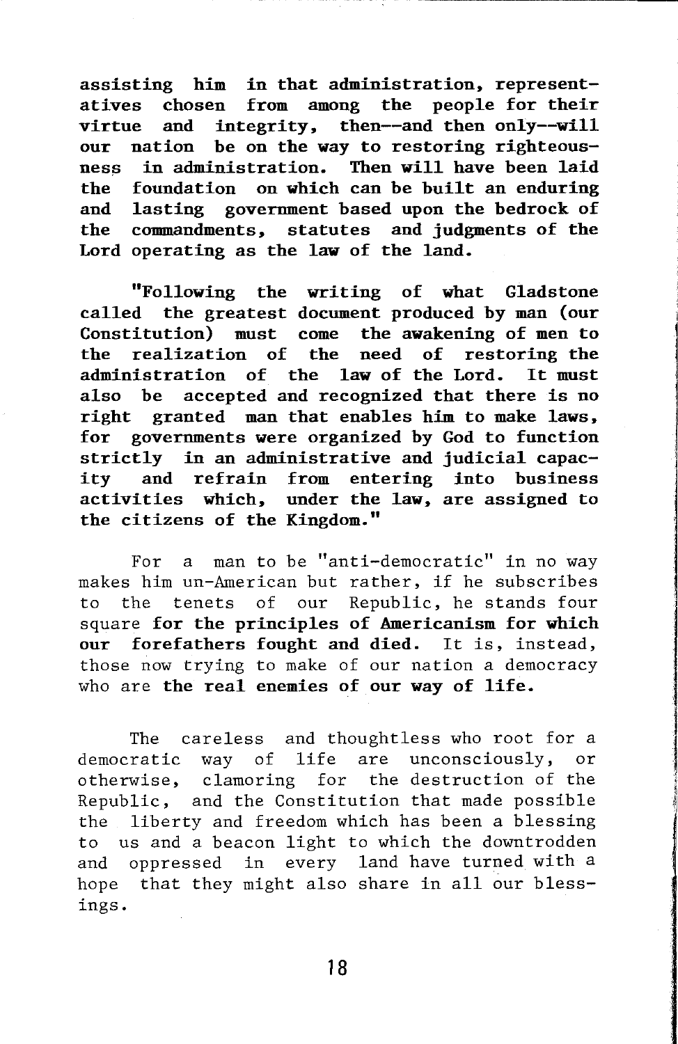**assisting him in that administration, representatives chosen from among the people for their virtue and integrity, then--and then only--will our nation be on the way to restoring righteousness in administration. Then will have been laid the foundation on which can be built an enduring and lasting government based upon the bedrock of the commandments, statutes and judgments of the Lord operating as the law of the land.**

**"Following the writing of what Gladstone called the greatest document produced by man (our Constitution) must come the awakening of men to the realization of the need of restoring the administration of the law of the Lord. It must also be accepted and recognized that there is no right granted man that enables him to make laws, for governments were organized by God to function strictly in an administrative and judicial capacity and refrain from entering into business activities which, under the law, are assigned to the citizens of the Kingdom."**

For a man to be "anti-democratic" in no way makes him un-American but rather, if he subscribes to the tenets of our Republic, he stands four square **for the principles of Americanism for which our forefathers fought and died.** It is, instead, those now trying to make of our nation a democracy who are **the real enemies of our way of life.**

The careless and thoughtless who root for a democratic way of life are unconsciously, or otherwise, clamoring for the destruction of the Republic, and the Constitution that made possible the liberty and freedom which has been a blessing to us and a beacon light to which the downtrodden and oppressed in every land have turned with a hope that they might also share in all our blessings.